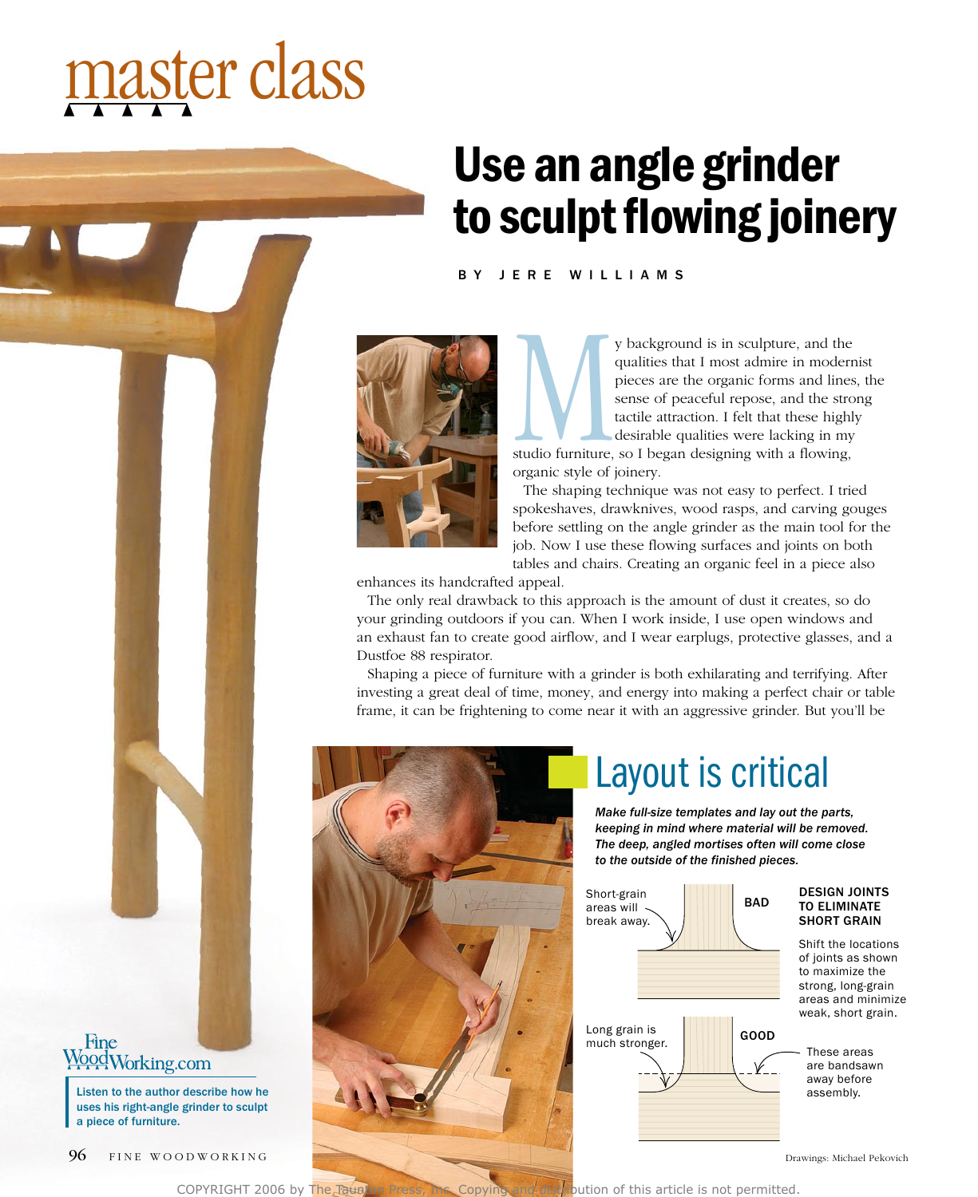# master class

## Use an angle grinder to sculpt flowing joinery

BY JERE WILLIAMS

My background is in sculpture, and the qualities that I most admire in modernist pieces are the organic forms and lines, the sense of peaceful repose, and the strong tactile attraction. I felt that these highly desirable qualities were lacking in my studio furniture, so I began designing with a flowing, organic style of joinery.

The shaping technique was not easy to perfect. I tried spokeshaves, drawknives, wood rasps, and carving gouges before settling on the angle grinder as the main tool for the job. Now I use these flowing surfaces and joints on both tables and chairs. Creating an organic feel in a piece also enhances its handcrafted appeal.

The only real drawback to this approach is the amount of dust it creates, so do your grinding outdoors if you can. When I work inside, I use open windows and an exhaust fan to create good airflow, and I wear earplugs, protective glasses, and a Dustfoe 88 respirator.

Shaping a piece of furniture with a grinder is both exhilarating and terrifying. After investing a great deal of time, money, and energy into making a perfect chair or table frame, it can be frightening to come near it with an aggressive grinder. But you'll be

FineWoodWorking.com

Listen to the author describe how he uses his right-angle grinder to sculpt a piece of furniture.

## Layout is critical

*Make full-size templates and lay out the parts, keeping in mind where material will be removed. The deep, angled mortises often will come close to the outside of the finished pieces.*

### DESIGN JOINTS TO ELIMINATE SHORT GRAIN

Shift the locations of joints as shown to maximize the strong, long-grain areas and minimize weak, short grain.

BAD — Short-grain areas will break away.

GOOD — Long grain is much stronger. These areas are bandsawn away before assembly.

Drawings: Michael Pekovich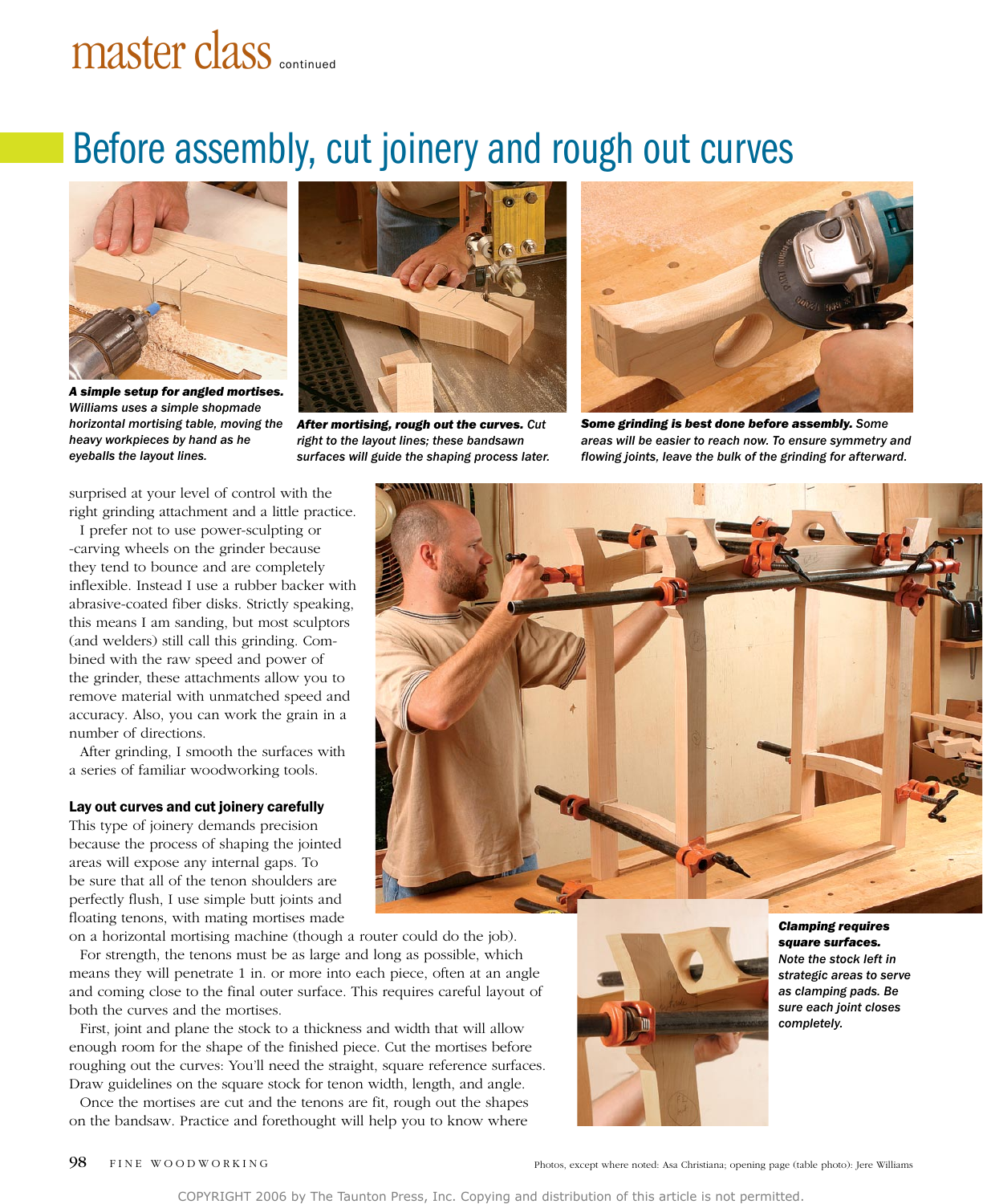## Before assembly, cut joinery and rough out curves

***A simple setup for angled mortises.*** *Williams uses a simple shopmade horizontal mortising table, moving the heavy workpieces by hand as he eyeballs the layout lines.*

***After mortising, rough out the curves.*** *Cut right to the layout lines; these bandsawn surfaces will guide the shaping process later.*

***Some grinding is best done before assembly.*** *Some areas will be easier to reach now. To ensure symmetry and flowing joints, leave the bulk of the grinding for afterward.*

surprised at your level of control with the right grinding attachment and a little practice.

I prefer not to use power-sculpting or -carving wheels on the grinder because they tend to bounce and are completely inflexible. Instead I use a rubber backer with abrasive-coated fiber disks. Strictly speaking, this means I am sanding, but most sculptors (and welders) still call this grinding. Combined with the raw speed and power of the grinder, these attachments allow you to remove material with unmatched speed and accuracy. Also, you can work the grain in a number of directions.

After grinding, I smooth the surfaces with a series of familiar woodworking tools.

### Lay out curves and cut joinery carefully

This type of joinery demands precision because the process of shaping the jointed areas will expose any internal gaps. To be sure that all of the tenon shoulders are perfectly flush, I use simple butt joints and floating tenons, with mating mortises made on a horizontal mortising machine (though a router could do the job).

For strength, the tenons must be as large and long as possible, which means they will penetrate 1 in. or more into each piece, often at an angle and coming close to the final outer surface. This requires careful layout of both the curves and the mortises.

First, joint and plane the stock to a thickness and width that will allow enough room for the shape of the finished piece. Cut the mortises before roughing out the curves: You'll need the straight, square reference surfaces. Draw guidelines on the square stock for tenon width, length, and angle.

Once the mortises are cut and the tenons are fit, rough out the shapes on the bandsaw. Practice and forethought will help you to know where

***Clamping requires square surfaces.*** *Note the stock left in strategic areas to serve as clamping pads. Be sure each joint closes completely.*

Photos, except where noted: Asa Christiana; opening page (table photo): Jere Williams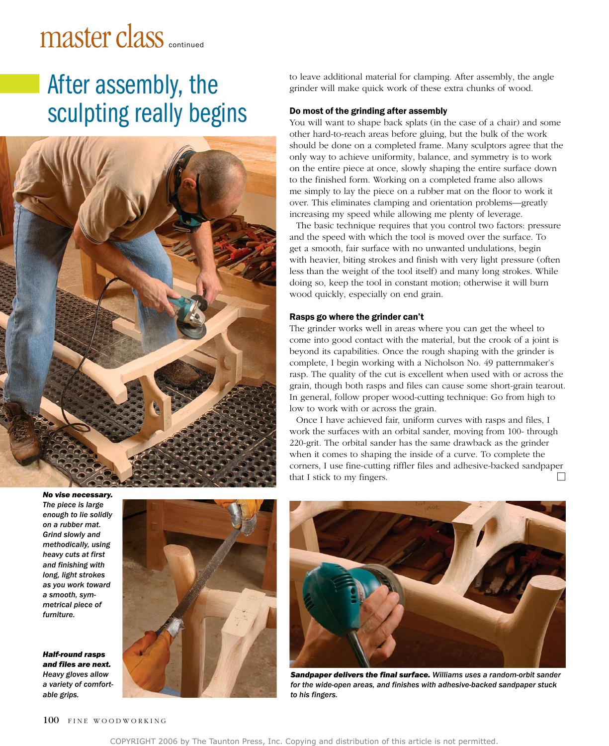## After assembly, the sculpting really begins

to leave additional material for clamping. After assembly, the angle grinder will make quick work of these extra chunks of wood.

### Do most of the grinding after assembly

You will want to shape back splats (in the case of a chair) and some other hard-to-reach areas before gluing, but the bulk of the work should be done on a completed frame. Many sculptors agree that the only way to achieve uniformity, balance, and symmetry is to work on the entire piece at once, slowly shaping the entire surface down to the finished form. Working on a completed frame also allows me simply to lay the piece on a rubber mat on the floor to work it over. This eliminates clamping and orientation problems—greatly increasing my speed while allowing me plenty of leverage.

The basic technique requires that you control two factors: pressure and the speed with which the tool is moved over the surface. To get a smooth, fair surface with no unwanted undulations, begin with heavier, biting strokes and finish with very light pressure (often less than the weight of the tool itself) and many long strokes. While doing so, keep the tool in constant motion; otherwise it will burn wood quickly, especially on end grain.

### Rasps go where the grinder can't

The grinder works well in areas where you can get the wheel to come into good contact with the material, but the crook of a joint is beyond its capabilities. Once the rough shaping with the grinder is complete, I begin working with a Nicholson No. 49 patternmaker's rasp. The quality of the cut is excellent when used with or across the grain, though both rasps and files can cause some short-grain tearout. In general, follow proper wood-cutting technique: Go from high to low to work with or across the grain.

Once I have achieved fair, uniform curves with rasps and files, I work the surfaces with an orbital sander, moving from 100- through 220-grit. The orbital sander has the same drawback as the grinder when it comes to shaping the inside of a curve. To complete the corners, I use fine-cutting riffler files and adhesive-backed sandpaper that I stick to my fingers.

***No vise necessary.*** *The piece is large enough to lie solidly on a rubber mat. Grind slowly and methodically, using heavy cuts at first and finishing with long, light strokes as you work toward a smooth, symmetrical piece of furniture.*

***Half-round rasps and files are next.*** *Heavy gloves allow a variety of comfortable grips.*

***Sandpaper delivers the final surface.*** *Williams uses a random-orbit sander for the wide-open areas, and finishes with adhesive-backed sandpaper stuck to his fingers.*

COPYRIGHT 2006 by The Taunton Press, Inc. Copying and distribution of this article is not permitted.